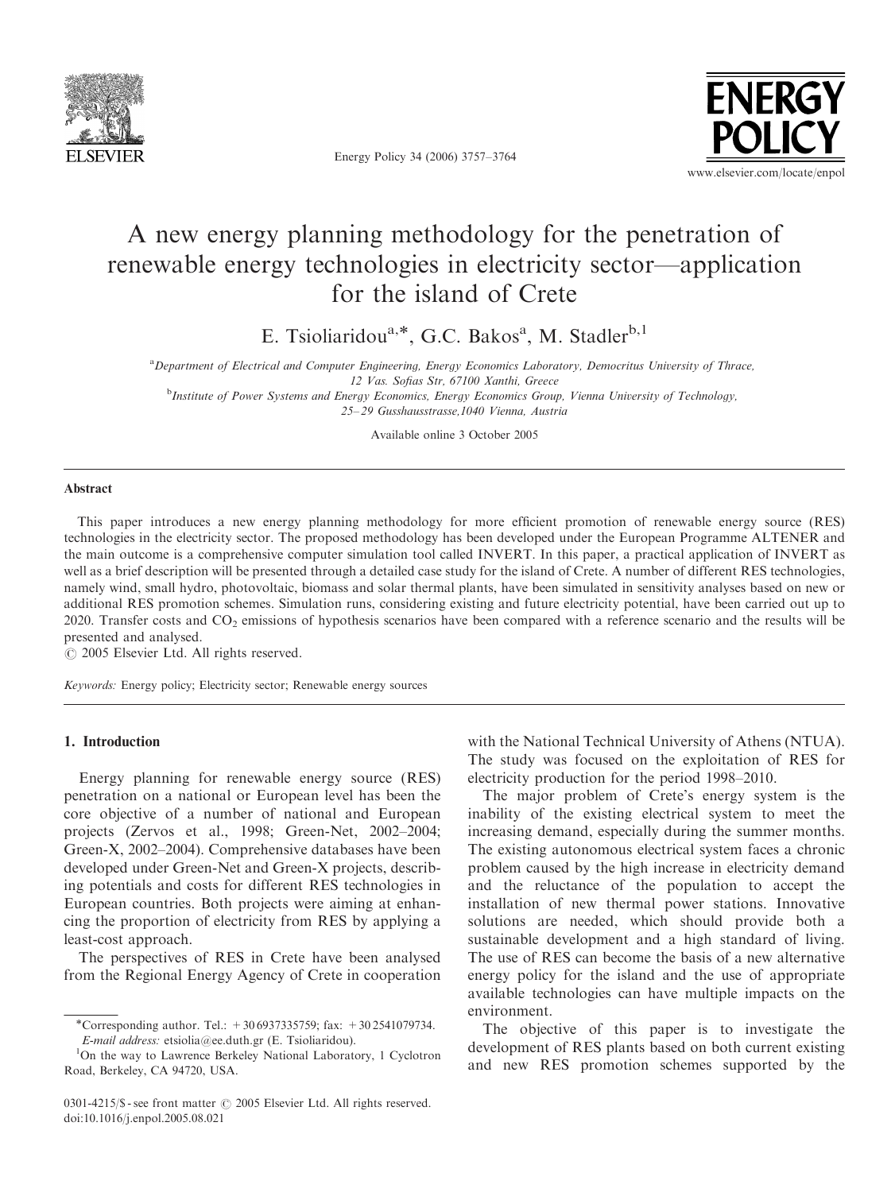# A new energy planning methodology for the penetration of renewable energy technologies in electricity sector—application for the island of Crete

E. Tsioliaridou[a,*], G.C. Bakos[a], M. Stadler[b,1]

[a] *Department of Electrical and Computer Engineering, Energy Economics Laboratory, Democritus University of Thrace, 12 Vas. Sofias Str, 67100 Xanthi, Greece*

[b] *Institute of Power Systems and Energy Economics, Energy Economics Group, Vienna University of Technology, 25–29 Gusshausstrasse,1040 Vienna, Austria*

Available online 3 October 2005

## Abstract

This paper introduces a new energy planning methodology for more efficient promotion of renewable energy source (RES) technologies in the electricity sector. The proposed methodology has been developed under the European Programme ALTENER and the main outcome is a comprehensive computer simulation tool called INVERT. In this paper, a practical application of INVERT as well as a brief description will be presented through a detailed case study for the island of Crete. A number of different RES technologies, namely wind, small hydro, photovoltaic, biomass and solar thermal plants, have been simulated in sensitivity analyses based on new or additional RES promotion schemes. Simulation runs, considering existing and future electricity potential, have been carried out up to 2020. Transfer costs and $CO_2$ emissions of hypothesis scenarios have been compared with a reference scenario and the results will be presented and analysed.

© 2005 Elsevier Ltd. All rights reserved.

*Keywords:* Energy policy; Electricity sector; Renewable energy sources

## 1. Introduction

Energy planning for renewable energy source (RES) penetration on a national or European level has been the core objective of a number of national and European projects (Zervos et al., 1998; Green-Net, 2002–2004; Green-X, 2002–2004). Comprehensive databases have been developed under Green-Net and Green-X projects, describing potentials and costs for different RES technologies in European countries. Both projects were aiming at enhancing the proportion of electricity from RES by applying a least-cost approach.

The perspectives of RES in Crete have been analysed from the Regional Energy Agency of Crete in cooperation with the National Technical University of Athens (NTUA). The study was focused on the exploitation of RES for electricity production for the period 1998–2010.

The major problem of Crete's energy system is the inability of the existing electrical system to meet the increasing demand, especially during the summer months. The existing autonomous electrical system faces a chronic problem caused by the high increase in electricity demand and the reluctance of the population to accept the installation of new thermal power stations. Innovative solutions are needed, which should provide both a sustainable development and a high standard of living. The use of RES can become the basis of a new alternative energy policy for the island and the use of appropriate available technologies can have multiple impacts on the environment.

The objective of this paper is to investigate the development of RES plants based on both current existing and new RES promotion schemes supported by the

*Corresponding author. Tel.: +30 6937335759; fax: +30 2541079734.
*E-mail address:* etsiolia@ee.duth.gr (E. Tsioliaridou).

[1] On the way to Lawrence Berkeley National Laboratory, 1 Cyclotron Road, Berkeley, CA 94720, USA.

0301-4215/$ - see front matter © 2005 Elsevier Ltd. All rights reserved.
doi:10.1016/j.enpol.2005.08.021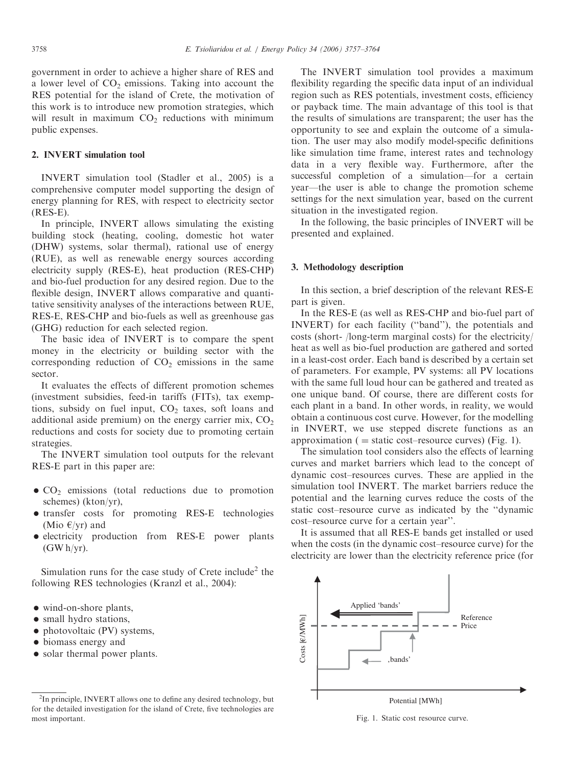government in order to achieve a higher share of RES and a lower level of $CO_2$ emissions. Taking into account the RES potential for the island of Crete, the motivation of this work is to introduce new promotion strategies, which will result in maximum $CO_2$ reductions with minimum public expenses.

## 2. INVERT simulation tool

INVERT simulation tool (Stadler et al., 2005) is a comprehensive computer model supporting the design of energy planning for RES, with respect to electricity sector (RES-E).

In principle, INVERT allows simulating the existing building stock (heating, cooling, domestic hot water (DHW) systems, solar thermal), rational use of energy (RUE), as well as renewable energy sources according electricity supply (RES-E), heat production (RES-CHP) and bio-fuel production for any desired region. Due to the flexible design, INVERT allows comparative and quantitative sensitivity analyses of the interactions between RUE, RES-E, RES-CHP and bio-fuels as well as greenhouse gas (GHG) reduction for each selected region.

The basic idea of INVERT is to compare the spent money in the electricity or building sector with the corresponding reduction of $CO_2$ emissions in the same sector.

It evaluates the effects of different promotion schemes (investment subsidies, feed-in tariffs (FITs), tax exemptions, subsidy on fuel input, $CO_2$ taxes, soft loans and additional aside premium) on the energy carrier mix, $CO_2$ reductions and costs for society due to promoting certain strategies.

The INVERT simulation tool outputs for the relevant RES-E part in this paper are:

- $CO_2$ emissions (total reductions due to promotion schemes) (kton/yr),
- transfer costs for promoting RES-E technologies (Mio €/yr) and
- electricity production from RES-E power plants (GW h/yr).

Simulation runs for the case study of Crete include[2] the following RES technologies (Kranzl et al., 2004):

- wind-on-shore plants,
- small hydro stations,
- photovoltaic (PV) systems,
- biomass energy and
- solar thermal power plants.

[2]In principle, INVERT allows one to define any desired technology, but for the detailed investigation for the island of Crete, five technologies are most important.

The INVERT simulation tool provides a maximum flexibility regarding the specific data input of an individual region such as RES potentials, investment costs, efficiency or payback time. The main advantage of this tool is that the results of simulations are transparent; the user has the opportunity to see and explain the outcome of a simulation. The user may also modify model-specific definitions like simulation time frame, interest rates and technology data in a very flexible way. Furthermore, after the successful completion of a simulation—for a certain year—the user is able to change the promotion scheme settings for the next simulation year, based on the current situation in the investigated region.

In the following, the basic principles of INVERT will be presented and explained.

## 3. Methodology description

In this section, a brief description of the relevant RES-E part is given.

In the RES-E (as well as RES-CHP and bio-fuel part of INVERT) for each facility ("band"), the potentials and costs (short- /long-term marginal costs) for the electricity/heat as well as bio-fuel production are gathered and sorted in a least-cost order. Each band is described by a certain set of parameters. For example, PV systems: all PV locations with the same full loud hour can be gathered and treated as one unique band. Of course, there are different costs for each plant in a band. In other words, in reality, we would obtain a continuous cost curve. However, for the modelling in INVERT, we use stepped discrete functions as an approximation ( = static cost–resource curves) (Fig. 1).

The simulation tool considers also the effects of learning curves and market barriers which lead to the concept of dynamic cost–resources curves. These are applied in the simulation tool INVERT. The market barriers reduce the potential and the learning curves reduce the costs of the static cost–resource curve as indicated by the "dynamic cost–resource curve for a certain year".

It is assumed that all RES-E bands get installed or used when the costs (in the dynamic cost–resource curve) for the electricity are lower than the electricity reference price (for

Applied 'bands'
Reference Price
Costs [€/MWh]
,bands'
Potential [MWh]

Fig. 1. Static cost resource curve.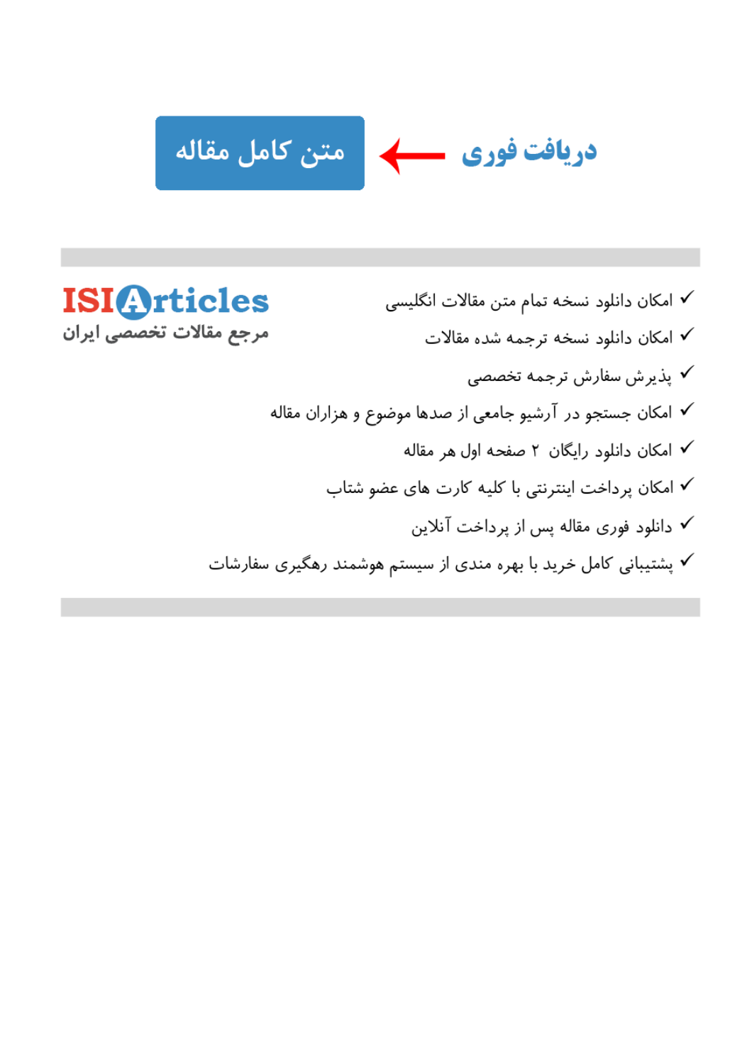دریافت فوری ← **متن کامل مقاله**

**ISIArticles**
مرجع مقالات تخصصی ایران

- ✓ امکان دانلود نسخه تمام متن مقالات انگلیسی
- ✓ امکان دانلود نسخه ترجمه شده مقالات
- ✓ پذیرش سفارش ترجمه تخصصی
- ✓ امکان جستجو در آرشیو جامعی از صدها موضوع و هزاران مقاله
- ✓ امکان دانلود رایگان ۲ صفحه اول هر مقاله
- ✓ امکان پرداخت اینترنتی با کلیه کارت های عضو شتاب
- ✓ دانلود فوری مقاله پس از پرداخت آنلاین
- ✓ پشتیبانی کامل خرید با بهره مندی از سیستم هوشمند رهگیری سفارشات